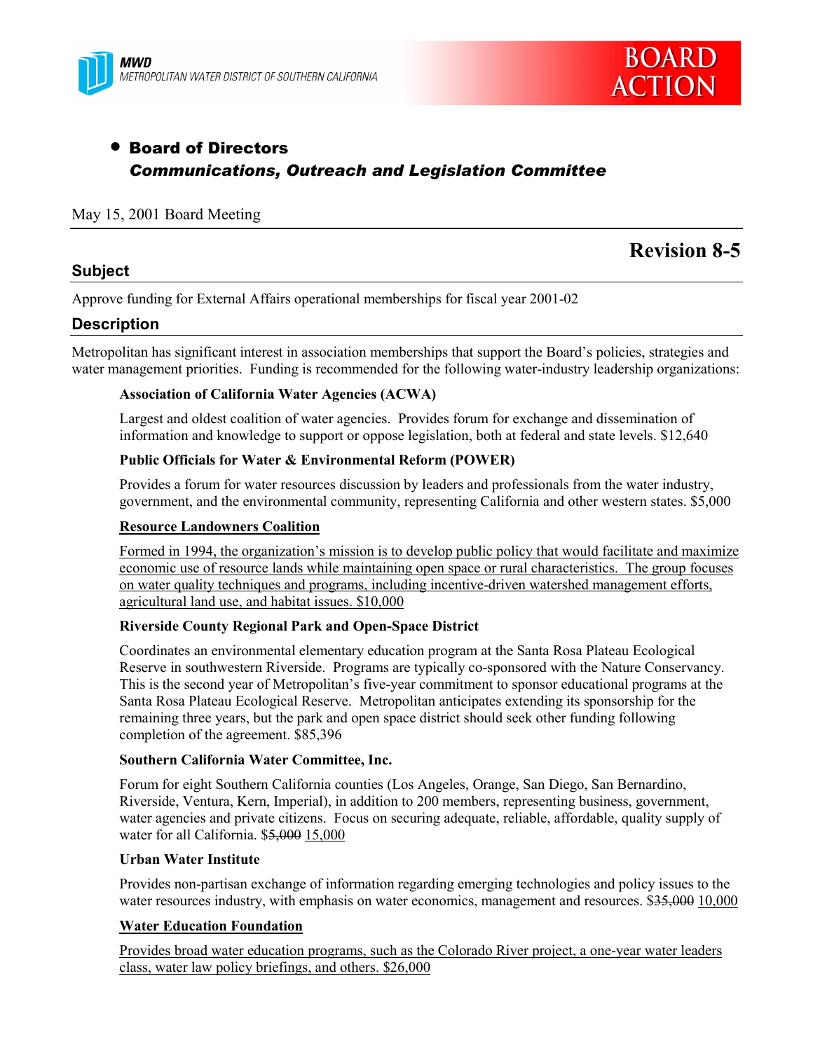MWD
METROPOLITAN WATER DISTRICT OF SOUTHERN CALIFORNIA

BOARD ACTION

- **Board of Directors**
  ***Communications, Outreach and Legislation Committee***

May 15, 2001 Board Meeting

# Revision 8-5

## Subject

Approve funding for External Affairs operational memberships for fiscal year 2001-02

## Description

Metropolitan has significant interest in association memberships that support the Board's policies, strategies and water management priorities. Funding is recommended for the following water-industry leadership organizations:

**Association of California Water Agencies (ACWA)**

Largest and oldest coalition of water agencies. Provides forum for exchange and dissemination of information and knowledge to support or oppose legislation, both at federal and state levels. $12,640

**Public Officials for Water & Environmental Reform (POWER)**

Provides a forum for water resources discussion by leaders and professionals from the water industry, government, and the environmental community, representing California and other western states. $5,000

<u>**Resource Landowners Coalition**</u>

<u>Formed in 1994, the organization's mission is to develop public policy that would facilitate and maximize economic use of resource lands while maintaining open space or rural characteristics. The group focuses on water quality techniques and programs, including incentive-driven watershed management efforts, agricultural land use, and habitat issues. $10,000</u>

**Riverside County Regional Park and Open-Space District**

Coordinates an environmental elementary education program at the Santa Rosa Plateau Ecological Reserve in southwestern Riverside. Programs are typically co-sponsored with the Nature Conservancy. This is the second year of Metropolitan's five-year commitment to sponsor educational programs at the Santa Rosa Plateau Ecological Reserve. Metropolitan anticipates extending its sponsorship for the remaining three years, but the park and open space district should seek other funding following completion of the agreement. $85,396

**Southern California Water Committee, Inc.**

Forum for eight Southern California counties (Los Angeles, Orange, San Diego, San Bernardino, Riverside, Ventura, Kern, Imperial), in addition to 200 members, representing business, government, water agencies and private citizens. Focus on securing adequate, reliable, affordable, quality supply of water for all California. $~~5,000~~ <u>15,000</u>

**Urban Water Institute**

Provides non-partisan exchange of information regarding emerging technologies and policy issues to the water resources industry, with emphasis on water economics, management and resources. $~~35,000~~ <u>10,000</u>

<u>**Water Education Foundation**</u>

<u>Provides broad water education programs, such as the Colorado River project, a one-year water leaders class, water law policy briefings, and others. $26,000</u>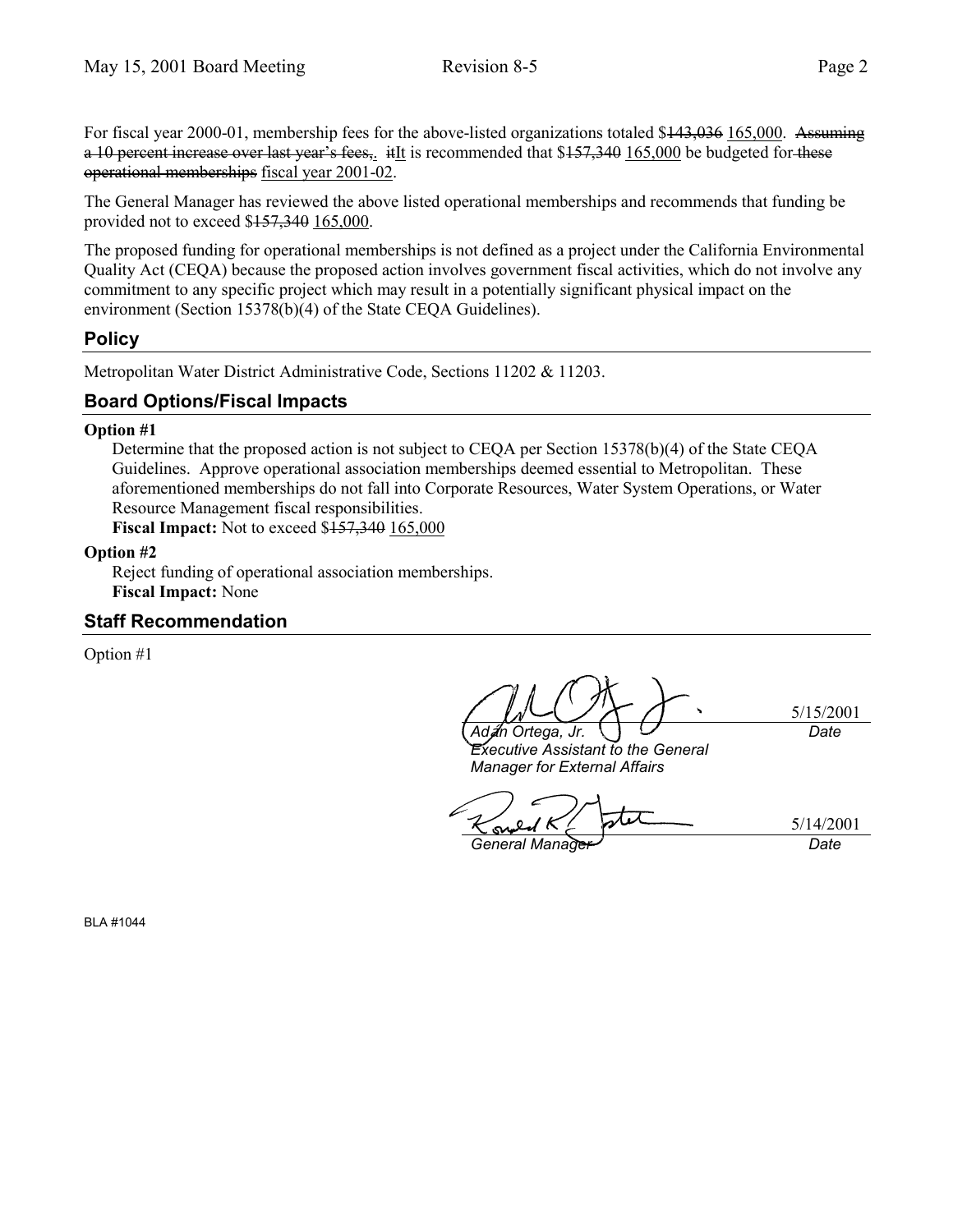For fiscal year 2000-01, membership fees for the above-listed organizations totaled $~~143,036~~ 165,000. ~~Assuming a 10 percent increase over last year's fees,.~~ ~~it~~It is recommended that $~~157,340~~ 165,000 be budgeted for ~~these operational memberships~~ fiscal year 2001-02.

The General Manager has reviewed the above listed operational memberships and recommends that funding be provided not to exceed $~~157,340~~ 165,000.

The proposed funding for operational memberships is not defined as a project under the California Environmental Quality Act (CEQA) because the proposed action involves government fiscal activities, which do not involve any commitment to any specific project which may result in a potentially significant physical impact on the environment (Section 15378(b)(4) of the State CEQA Guidelines).

## Policy

Metropolitan Water District Administrative Code, Sections 11202 & 11203.

## Board Options/Fiscal Impacts

**Option #1**

Determine that the proposed action is not subject to CEQA per Section 15378(b)(4) of the State CEQA Guidelines. Approve operational association memberships deemed essential to Metropolitan. These aforementioned memberships do not fall into Corporate Resources, Water System Operations, or Water Resource Management fiscal responsibilities.
**Fiscal Impact:** Not to exceed $~~157,340~~ 165,000

**Option #2**

Reject funding of operational association memberships.
**Fiscal Impact:** None

## Staff Recommendation

Option #1

| | |
|---|---|
| *Adán Ortega, Jr.* | 5/15/2001 |
| *Executive Assistant to the General Manager for External Affairs* | *Date* |
| *General Manager* | 5/14/2001 |
| | *Date* |

BLA #1044